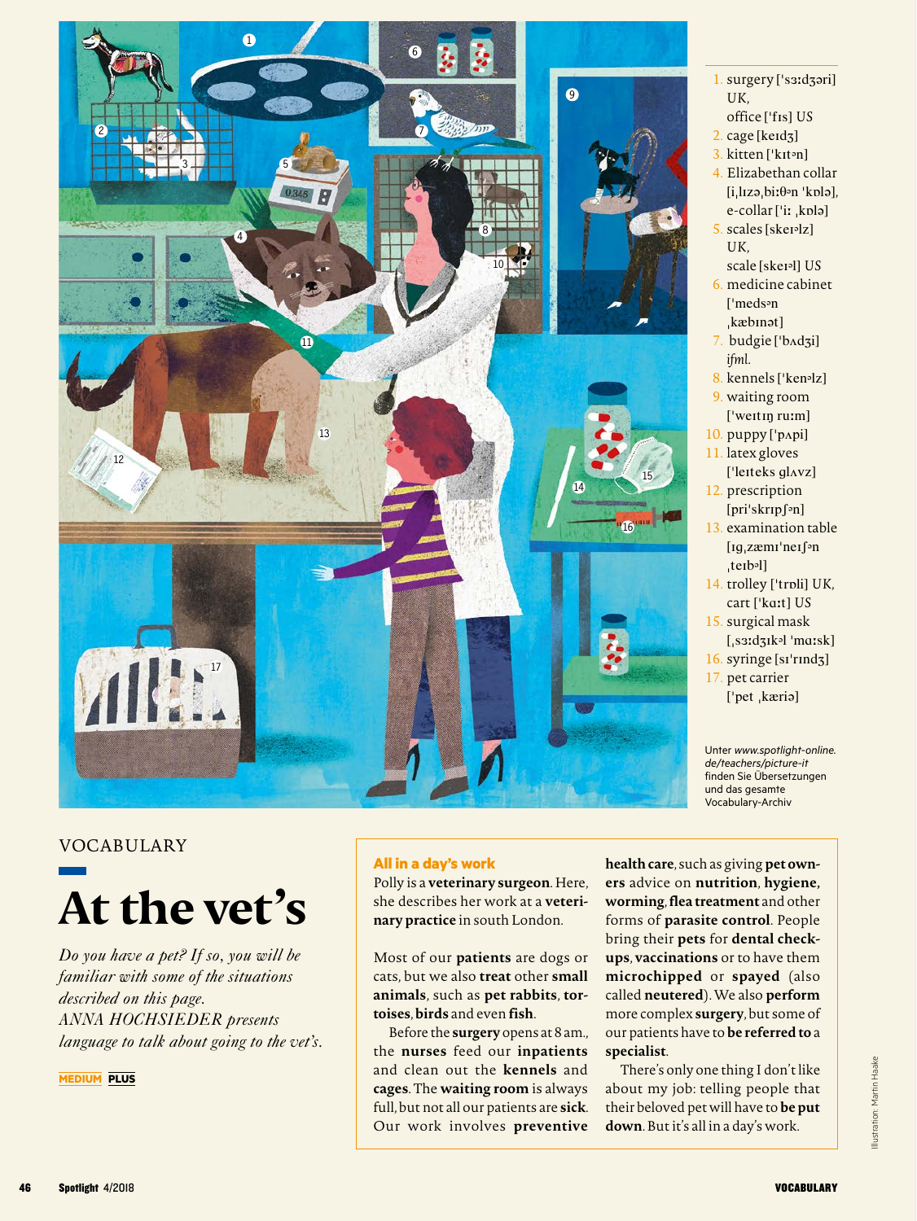# At the vet's

VOCABULARY

*Do you have a pet? If so, you will be familiar with some of the situations described on this page. ANNA HOCHSIEDER presents language to talk about going to the vet's.*

MEDIUM PLUS

1. surgery ['sɜːdʒəri] UK, office ['fɪs] US
2. cage [keɪdʒ]
3. kitten ['kɪtᵊn]
4. Elizabethan collar [iˌlɪzəˌbiːθᵊn 'kɒlə], e-collar ['iː ˌkɒlə]
5. scales [skeɪᵊlz] UK, scale [skeɪᵊl] US
6. medicine cabinet ['medsᵊn ˌkæbɪnət]
7. budgie ['bʌdʒi] *ifml.*
8. kennels ['kenᵊlz]
9. waiting room ['weɪtɪŋ ruːm]
10. puppy ['pʌpi]
11. latex gloves ['leɪteks glʌvz]
12. prescription [pri'skrɪpʃᵊn]
13. examination table [ɪgˌzæmɪ'neɪʃᵊn ˌteɪbᵊl]
14. trolley ['trɒli] UK, cart ['kɑːt] US
15. surgical mask [ˌsɜːdʒɪkᵊl 'mɑːsk]
16. syringe [sɪ'rɪndʒ]
17. pet carrier ['pet ˌkæriə]

Unter *www.spotlight-online.de/teachers/picture-it* finden Sie Übersetzungen und das gesamte Vocabulary-Archiv

## All in a day's work

Polly is a **veterinary surgeon**. Here, she describes her work at a **veterinary practice** in south London.

Most of our **patients** are dogs or cats, but we also **treat** other **small animals**, such as **pet rabbits**, **tortoises**, **birds** and even **fish**.

Before the **surgery** opens at 8 am., the **nurses** feed our **inpatients** and clean out the **kennels** and **cages**. The **waiting room** is always full, but not all our patients are **sick**. Our work involves **preventive health care**, such as giving **pet owners** advice on **nutrition**, **hygiene**, **worming**, **flea treatment** and other forms of **parasite control**. People bring their **pets** for **dental check-ups**, **vaccinations** or to have them **microchipped** or **spayed** (also called **neutered**). We also **perform** more complex **surgery**, but some of our patients have to **be referred to** a **specialist**.

There's only one thing I don't like about my job: telling people that their beloved pet will have to **be put down**. But it's all in a day's work.

Illustration: Martin Haake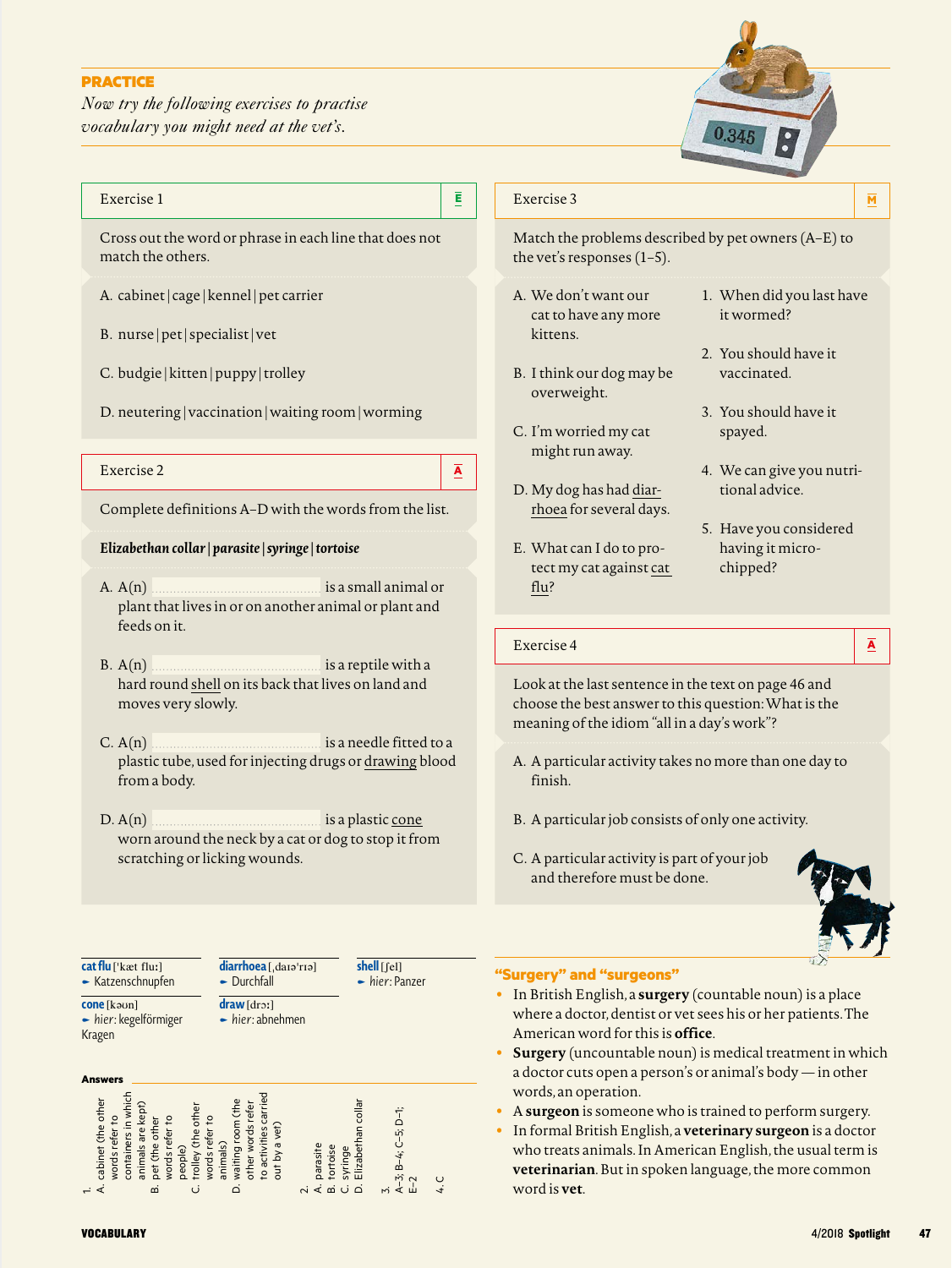## PRACTICE

*Now try the following exercises to practise vocabulary you might need at the vet's.*

### Exercise 1 — E

Cross out the word or phrase in each line that does not match the others.

A. cabinet | cage | kennel | pet carrier

B. nurse | pet | specialist | vet

C. budgie | kitten | puppy | trolley

D. neutering | vaccination | waiting room | worming

### Exercise 2 — A

Complete definitions A–D with the words from the list.

***Elizabethan collar | parasite | syringe | tortoise***

A. A(n) .................................... is a small animal or plant that lives in or on another animal or plant and feeds on it.

B. A(n) .................................... is a reptile with a hard round shell on its back that lives on land and moves very slowly.

C. A(n) .................................... is a needle fitted to a plastic tube, used for injecting drugs or drawing blood from a body.

D. A(n) .................................... is a plastic cone worn around the neck by a cat or dog to stop it from scratching or licking wounds.

### Exercise 3 — M

Match the problems described by pet owners (A–E) to the vet's responses (1–5).

A. We don't want our cat to have any more kittens.

B. I think our dog may be overweight.

C. I'm worried my cat might run away.

D. My dog has had diarrhoea for several days.

E. What can I do to protect my cat against cat flu?

1. When did you last have it wormed?
2. You should have it vaccinated.
3. You should have it spayed.
4. We can give you nutritional advice.
5. Have you considered having it microchipped?

### Exercise 4 — A

Look at the last sentence in the text on page 46 and choose the best answer to this question: What is the meaning of the idiom "all in a day's work"?

A. A particular activity takes no more than one day to finish.

B. A particular job consists of only one activity.

C. A particular activity is part of your job and therefore must be done.

---

**cat flu** [ˈkæt fluː]
➥ Katzenschnupfen

**cone** [kəʊn]
➥ *hier:* kegelförmiger Kragen

**diarrhoea** [ˌdaɪəˈrɪə]
➥ Durchfall

**draw** [drɔː]
➥ *hier:* abnehmen

**shell** [ʃel]
➥ *hier:* Panzer

### "Surgery" and "surgeons"

- In British English, a **surgery** (countable noun) is a place where a doctor, dentist or vet sees his or her patients. The American word for this is **office**.
- **Surgery** (uncountable noun) is medical treatment in which a doctor cuts open a person's or animal's body — in other words, an operation.
- A **surgeon** is someone who is trained to perform surgery.
- In formal British English, a **veterinary surgeon** is a doctor who treats animals. In American English, the usual term is **veterinarian**. But in spoken language, the more common word is **vet**.

---

**Answers**

1.
A. cabinet (the other words refer to containers in which animals are kept)
B. pet (the other words refer to people)
C. trolley (the other words refer to animals)
D. waiting room (the other words refer to activities carried out by a vet)

2.
A. parasite
B. tortoise
C. syringe
D. Elizabethan collar

3. A–3; B–4; C–5; D–1; E–2

4. C